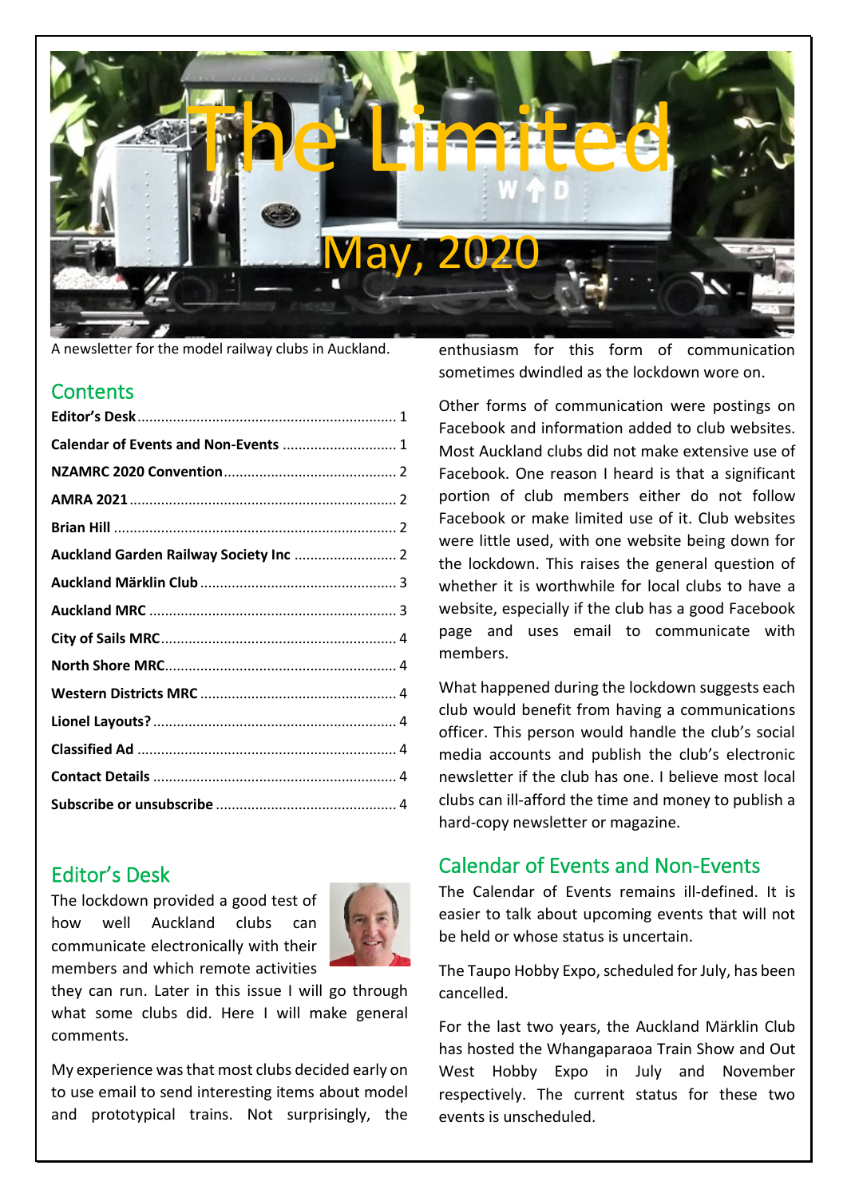# The Limited

# May, 2020

A newsletter for the model railway clubs in Auckland.

## Contents

- **Editor's Desk** ........ 1
- **Calendar of Events and Non-Events** ........ 1
- **NZAMRC 2020 Convention** ........ 2
- **AMRA 2021** ........ 2
- **Brian Hill** ........ 2
- **Auckland Garden Railway Society Inc** ........ 2
- **Auckland Märklin Club** ........ 3
- **Auckland MRC** ........ 3
- **City of Sails MRC** ........ 4
- **North Shore MRC** ........ 4
- **Western Districts MRC** ........ 4
- **Lionel Layouts?** ........ 4
- **Classified Ad** ........ 4
- **Contact Details** ........ 4
- **Subscribe or unsubscribe** ........ 4

## Editor's Desk

The lockdown provided a good test of how well Auckland clubs can communicate electronically with their members and which remote activities they can run. Later in this issue I will go through what some clubs did. Here I will make general comments.

My experience was that most clubs decided early on to use email to send interesting items about model and prototypical trains. Not surprisingly, the enthusiasm for this form of communication sometimes dwindled as the lockdown wore on.

Other forms of communication were postings on Facebook and information added to club websites. Most Auckland clubs did not make extensive use of Facebook. One reason I heard is that a significant portion of club members either do not follow Facebook or make limited use of it. Club websites were little used, with one website being down for the lockdown. This raises the general question of whether it is worthwhile for local clubs to have a website, especially if the club has a good Facebook page and uses email to communicate with members.

What happened during the lockdown suggests each club would benefit from having a communications officer. This person would handle the club's social media accounts and publish the club's electronic newsletter if the club has one. I believe most local clubs can ill-afford the time and money to publish a hard-copy newsletter or magazine.

## Calendar of Events and Non-Events

The Calendar of Events remains ill-defined. It is easier to talk about upcoming events that will not be held or whose status is uncertain.

The Taupo Hobby Expo, scheduled for July, has been cancelled.

For the last two years, the Auckland Märklin Club has hosted the Whangaparaoa Train Show and Out West Hobby Expo in July and November respectively. The current status for these two events is unscheduled.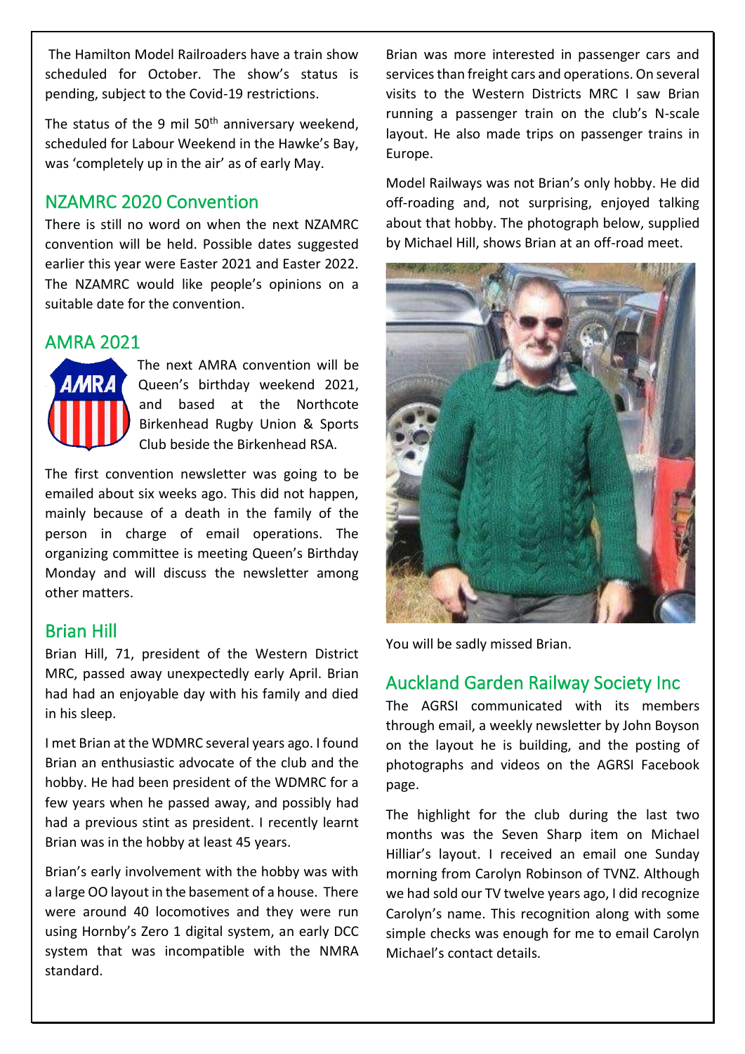The Hamilton Model Railroaders have a train show scheduled for October. The show's status is pending, subject to the Covid-19 restrictions.

The status of the 9 mil 50th anniversary weekend, scheduled for Labour Weekend in the Hawke's Bay, was 'completely up in the air' as of early May.

## NZAMRC 2020 Convention

There is still no word on when the next NZAMRC convention will be held. Possible dates suggested earlier this year were Easter 2021 and Easter 2022. The NZAMRC would like people's opinions on a suitable date for the convention.

## AMRA 2021

The next AMRA convention will be Queen's birthday weekend 2021, and based at the Northcote Birkenhead Rugby Union & Sports Club beside the Birkenhead RSA.

The first convention newsletter was going to be emailed about six weeks ago. This did not happen, mainly because of a death in the family of the person in charge of email operations. The organizing committee is meeting Queen's Birthday Monday and will discuss the newsletter among other matters.

## Brian Hill

Brian Hill, 71, president of the Western District MRC, passed away unexpectedly early April. Brian had had an enjoyable day with his family and died in his sleep.

I met Brian at the WDMRC several years ago. I found Brian an enthusiastic advocate of the club and the hobby. He had been president of the WDMRC for a few years when he passed away, and possibly had had a previous stint as president. I recently learnt Brian was in the hobby at least 45 years.

Brian's early involvement with the hobby was with a large OO layout in the basement of a house. There were around 40 locomotives and they were run using Hornby's Zero 1 digital system, an early DCC system that was incompatible with the NMRA standard.

Brian was more interested in passenger cars and services than freight cars and operations. On several visits to the Western Districts MRC I saw Brian running a passenger train on the club's N-scale layout. He also made trips on passenger trains in Europe.

Model Railways was not Brian's only hobby. He did off-roading and, not surprising, enjoyed talking about that hobby. The photograph below, supplied by Michael Hill, shows Brian at an off-road meet.

You will be sadly missed Brian.

## Auckland Garden Railway Society Inc

The AGRSI communicated with its members through email, a weekly newsletter by John Boyson on the layout he is building, and the posting of photographs and videos on the AGRSI Facebook page.

The highlight for the club during the last two months was the Seven Sharp item on Michael Hilliar's layout. I received an email one Sunday morning from Carolyn Robinson of TVNZ. Although we had sold our TV twelve years ago, I did recognize Carolyn's name. This recognition along with some simple checks was enough for me to email Carolyn Michael's contact details.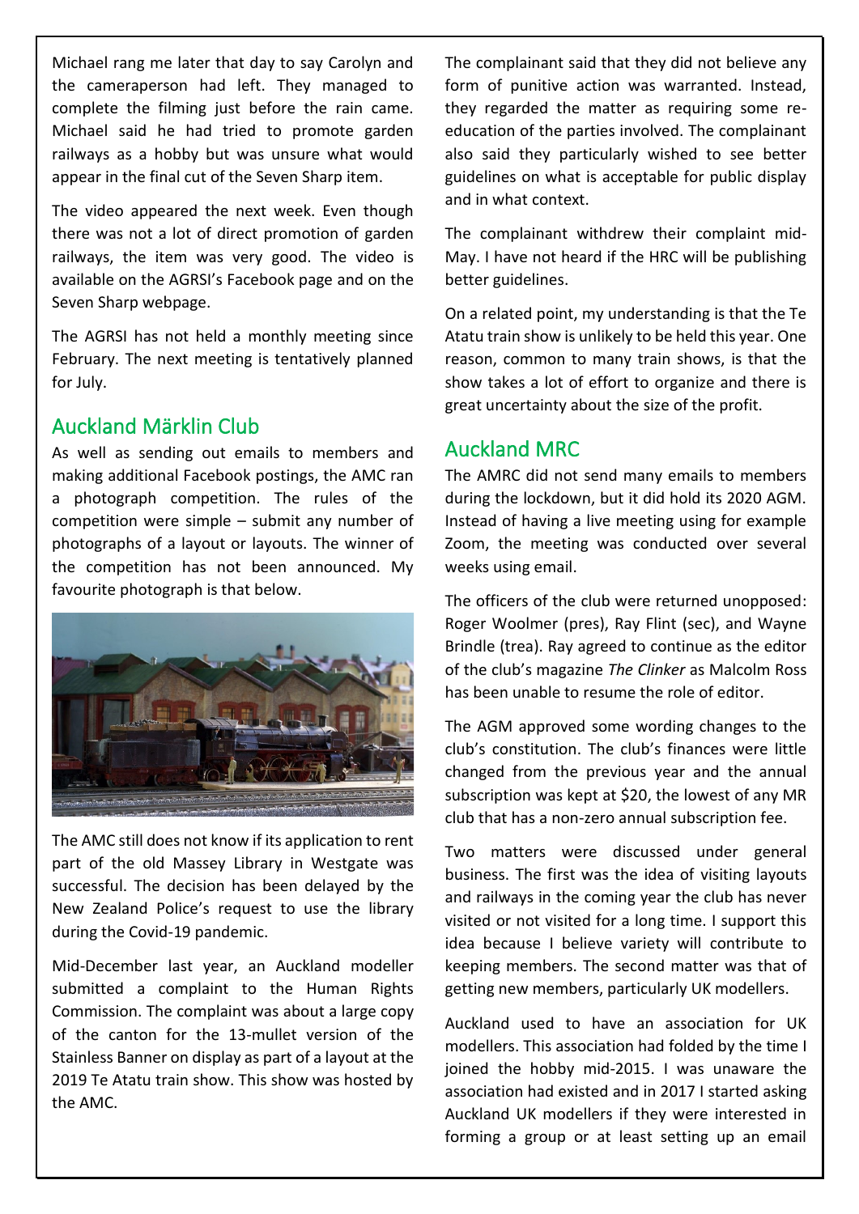Michael rang me later that day to say Carolyn and the cameraperson had left. They managed to complete the filming just before the rain came. Michael said he had tried to promote garden railways as a hobby but was unsure what would appear in the final cut of the Seven Sharp item.

The video appeared the next week. Even though there was not a lot of direct promotion of garden railways, the item was very good. The video is available on the AGRSI's Facebook page and on the Seven Sharp webpage.

The AGRSI has not held a monthly meeting since February. The next meeting is tentatively planned for July.

## Auckland Märklin Club

As well as sending out emails to members and making additional Facebook postings, the AMC ran a photograph competition. The rules of the competition were simple – submit any number of photographs of a layout or layouts. The winner of the competition has not been announced. My favourite photograph is that below.

The AMC still does not know if its application to rent part of the old Massey Library in Westgate was successful. The decision has been delayed by the New Zealand Police's request to use the library during the Covid-19 pandemic.

Mid-December last year, an Auckland modeller submitted a complaint to the Human Rights Commission. The complaint was about a large copy of the canton for the 13-mullet version of the Stainless Banner on display as part of a layout at the 2019 Te Atatu train show. This show was hosted by the AMC.

The complainant said that they did not believe any form of punitive action was warranted. Instead, they regarded the matter as requiring some re-education of the parties involved. The complainant also said they particularly wished to see better guidelines on what is acceptable for public display and in what context.

The complainant withdrew their complaint mid-May. I have not heard if the HRC will be publishing better guidelines.

On a related point, my understanding is that the Te Atatu train show is unlikely to be held this year. One reason, common to many train shows, is that the show takes a lot of effort to organize and there is great uncertainty about the size of the profit.

## Auckland MRC

The AMRC did not send many emails to members during the lockdown, but it did hold its 2020 AGM. Instead of having a live meeting using for example Zoom, the meeting was conducted over several weeks using email.

The officers of the club were returned unopposed: Roger Woolmer (pres), Ray Flint (sec), and Wayne Brindle (trea). Ray agreed to continue as the editor of the club's magazine *The Clinker* as Malcolm Ross has been unable to resume the role of editor.

The AGM approved some wording changes to the club's constitution. The club's finances were little changed from the previous year and the annual subscription was kept at $20, the lowest of any MR club that has a non-zero annual subscription fee.

Two matters were discussed under general business. The first was the idea of visiting layouts and railways in the coming year the club has never visited or not visited for a long time. I support this idea because I believe variety will contribute to keeping members. The second matter was that of getting new members, particularly UK modellers.

Auckland used to have an association for UK modellers. This association had folded by the time I joined the hobby mid-2015. I was unaware the association had existed and in 2017 I started asking Auckland UK modellers if they were interested in forming a group or at least setting up an email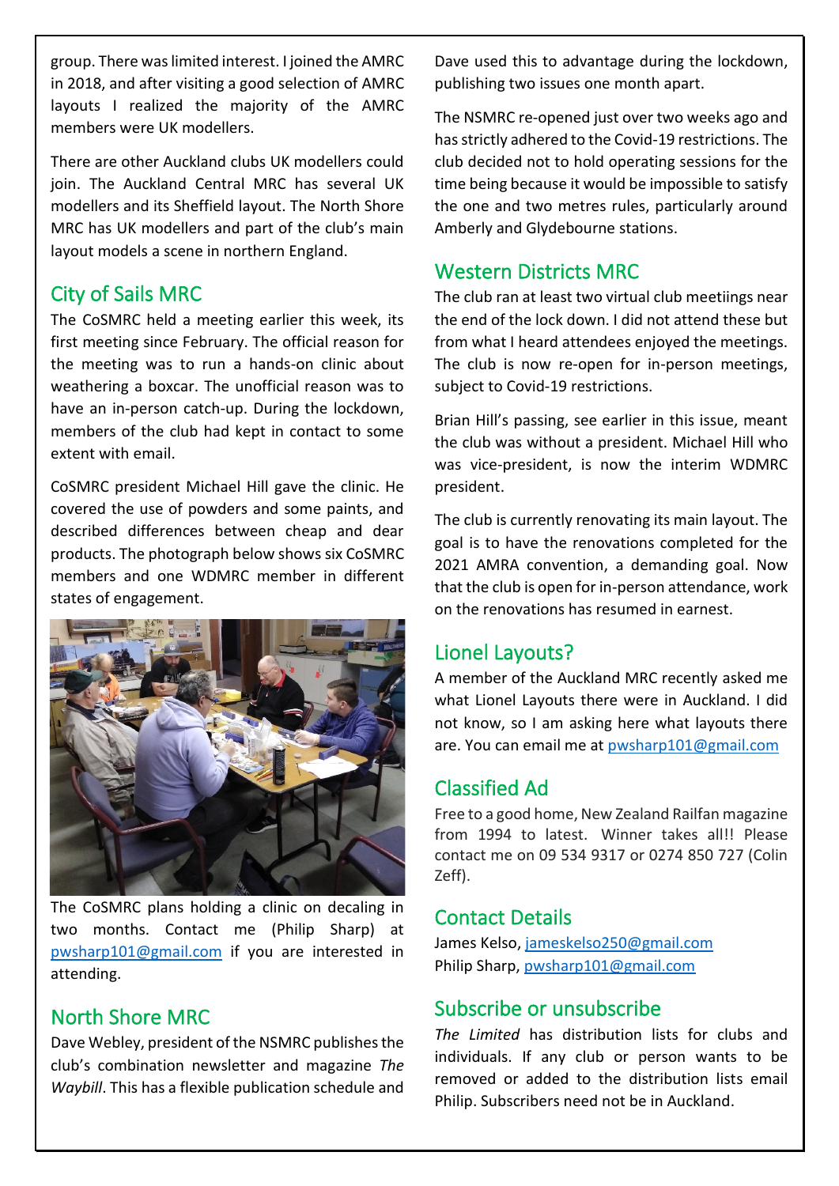group. There was limited interest. I joined the AMRC in 2018, and after visiting a good selection of AMRC layouts I realized the majority of the AMRC members were UK modellers.

There are other Auckland clubs UK modellers could join. The Auckland Central MRC has several UK modellers and its Sheffield layout. The North Shore MRC has UK modellers and part of the club's main layout models a scene in northern England.

## City of Sails MRC

The CoSMRC held a meeting earlier this week, its first meeting since February. The official reason for the meeting was to run a hands-on clinic about weathering a boxcar. The unofficial reason was to have an in-person catch-up. During the lockdown, members of the club had kept in contact to some extent with email.

CoSMRC president Michael Hill gave the clinic. He covered the use of powders and some paints, and described differences between cheap and dear products. The photograph below shows six CoSMRC members and one WDMRC member in different states of engagement.

The CoSMRC plans holding a clinic on decaling in two months. Contact me (Philip Sharp) at pwsharp101@gmail.com if you are interested in attending.

## North Shore MRC

Dave Webley, president of the NSMRC publishes the club's combination newsletter and magazine *The Waybill*. This has a flexible publication schedule and Dave used this to advantage during the lockdown, publishing two issues one month apart.

The NSMRC re-opened just over two weeks ago and has strictly adhered to the Covid-19 restrictions. The club decided not to hold operating sessions for the time being because it would be impossible to satisfy the one and two metres rules, particularly around Amberly and Glydebourne stations.

## Western Districts MRC

The club ran at least two virtual club meetiings near the end of the lock down. I did not attend these but from what I heard attendees enjoyed the meetings. The club is now re-open for in-person meetings, subject to Covid-19 restrictions.

Brian Hill's passing, see earlier in this issue, meant the club was without a president. Michael Hill who was vice-president, is now the interim WDMRC president.

The club is currently renovating its main layout. The goal is to have the renovations completed for the 2021 AMRA convention, a demanding goal. Now that the club is open for in-person attendance, work on the renovations has resumed in earnest.

## Lionel Layouts?

A member of the Auckland MRC recently asked me what Lionel Layouts there were in Auckland. I did not know, so I am asking here what layouts there are. You can email me at pwsharp101@gmail.com

## Classified Ad

Free to a good home, New Zealand Railfan magazine from 1994 to latest. Winner takes all!! Please contact me on 09 534 9317 or 0274 850 727 (Colin Zeff).

## Contact Details

James Kelso, jameskelso250@gmail.com
Philip Sharp, pwsharp101@gmail.com

## Subscribe or unsubscribe

*The Limited* has distribution lists for clubs and individuals. If any club or person wants to be removed or added to the distribution lists email Philip. Subscribers need not be in Auckland.